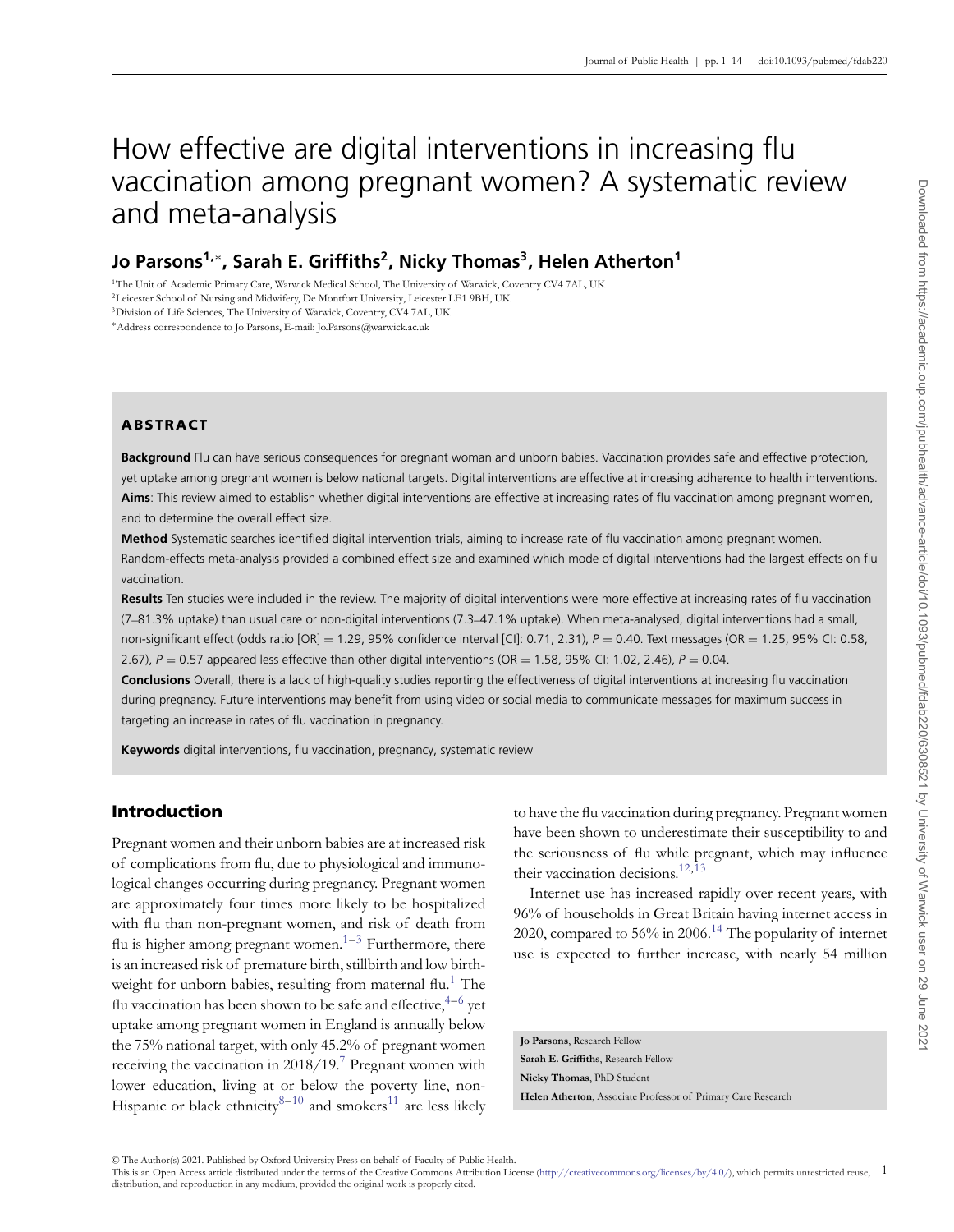# How effective are digital interventions in increasing flu vaccination among pregnant women? A systematic review and meta-analysis

**Jo Parsons[1,*], Sarah E. Griffiths[2], Nicky Thomas[3], Helen Atherton[1]**

[1]The Unit of Academic Primary Care, Warwick Medical School, The University of Warwick, Coventry CV4 7AL, UK
[2]Leicester School of Nursing and Midwifery, De Montfort University, Leicester LE1 9BH, UK
[3]Division of Life Sciences, The University of Warwick, Coventry, CV4 7AL, UK
*Address correspondence to Jo Parsons, E-mail: Jo.Parsons@warwick.ac.uk

## ABSTRACT

**Background** Flu can have serious consequences for pregnant woman and unborn babies. Vaccination provides safe and effective protection, yet uptake among pregnant women is below national targets. Digital interventions are effective at increasing adherence to health interventions.

**Aims**: This review aimed to establish whether digital interventions are effective at increasing rates of flu vaccination among pregnant women, and to determine the overall effect size.

**Method** Systematic searches identified digital intervention trials, aiming to increase rate of flu vaccination among pregnant women. Random-effects meta-analysis provided a combined effect size and examined which mode of digital interventions had the largest effects on flu vaccination.

**Results** Ten studies were included in the review. The majority of digital interventions were more effective at increasing rates of flu vaccination (7–81.3% uptake) than usual care or non-digital interventions (7.3–47.1% uptake). When meta-analysed, digital interventions had a small, non-significant effect (odds ratio [OR] = 1.29, 95% confidence interval [CI]: 0.71, 2.31), $P = 0.40$. Text messages (OR = 1.25, 95% CI: 0.58, 2.67), $P = 0.57$ appeared less effective than other digital interventions (OR = 1.58, 95% CI: 1.02, 2.46), $P = 0.04$.

**Conclusions** Overall, there is a lack of high-quality studies reporting the effectiveness of digital interventions at increasing flu vaccination during pregnancy. Future interventions may benefit from using video or social media to communicate messages for maximum success in targeting an increase in rates of flu vaccination in pregnancy.

**Keywords** digital interventions, flu vaccination, pregnancy, systematic review

## Introduction

Pregnant women and their unborn babies are at increased risk of complications from flu, due to physiological and immunological changes occurring during pregnancy. Pregnant women are approximately four times more likely to be hospitalized with flu than non-pregnant women, and risk of death from flu is higher among pregnant women.[1–3] Furthermore, there is an increased risk of premature birth, stillbirth and low birthweight for unborn babies, resulting from maternal flu.[1] The flu vaccination has been shown to be safe and effective,[4–6] yet uptake among pregnant women in England is annually below the 75% national target, with only 45.2% of pregnant women receiving the vaccination in 2018/19.[7] Pregnant women with lower education, living at or below the poverty line, non-Hispanic or black ethnicity[8–10] and smokers[11] are less likely to have the flu vaccination during pregnancy. Pregnant women have been shown to underestimate their susceptibility to and the seriousness of flu while pregnant, which may influence their vaccination decisions.[12,13]

Internet use has increased rapidly over recent years, with 96% of households in Great Britain having internet access in 2020, compared to 56% in 2006.[14] The popularity of internet use is expected to further increase, with nearly 54 million

**Jo Parsons**, Research Fellow
**Sarah E. Griffiths**, Research Fellow
**Nicky Thomas**, PhD Student
**Helen Atherton**, Associate Professor of Primary Care Research

© The Author(s) 2021. Published by Oxford University Press on behalf of Faculty of Public Health.
This is an Open Access article distributed under the terms of the Creative Commons Attribution License (http://creativecommons.org/licenses/by/4.0/), which permits unrestricted reuse, distribution, and reproduction in any medium, provided the original work is properly cited.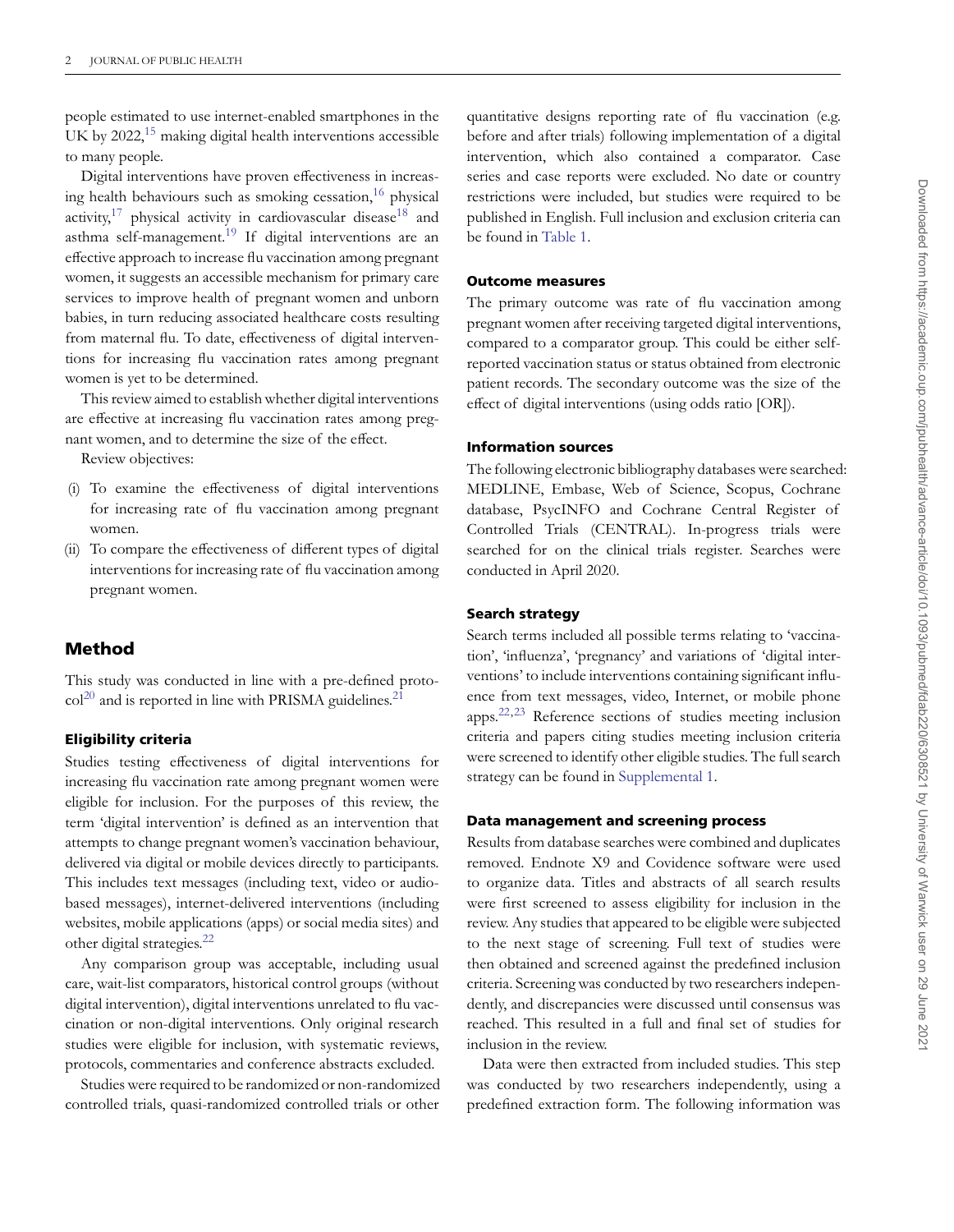people estimated to use internet-enabled smartphones in the UK by 2022,[15] making digital health interventions accessible to many people.

Digital interventions have proven effectiveness in increasing health behaviours such as smoking cessation,[16] physical activity,[17] physical activity in cardiovascular disease[18] and asthma self-management.[19] If digital interventions are an effective approach to increase flu vaccination among pregnant women, it suggests an accessible mechanism for primary care services to improve health of pregnant women and unborn babies, in turn reducing associated healthcare costs resulting from maternal flu. To date, effectiveness of digital interventions for increasing flu vaccination rates among pregnant women is yet to be determined.

This review aimed to establish whether digital interventions are effective at increasing flu vaccination rates among pregnant women, and to determine the size of the effect.

Review objectives:

(i) To examine the effectiveness of digital interventions for increasing rate of flu vaccination among pregnant women.

(ii) To compare the effectiveness of different types of digital interventions for increasing rate of flu vaccination among pregnant women.

## Method

This study was conducted in line with a pre-defined protocol[20] and is reported in line with PRISMA guidelines.[21]

### Eligibility criteria

Studies testing effectiveness of digital interventions for increasing flu vaccination rate among pregnant women were eligible for inclusion. For the purposes of this review, the term 'digital intervention' is defined as an intervention that attempts to change pregnant women's vaccination behaviour, delivered via digital or mobile devices directly to participants. This includes text messages (including text, video or audio-based messages), internet-delivered interventions (including websites, mobile applications (apps) or social media sites) and other digital strategies.[22]

Any comparison group was acceptable, including usual care, wait-list comparators, historical control groups (without digital intervention), digital interventions unrelated to flu vaccination or non-digital interventions. Only original research studies were eligible for inclusion, with systematic reviews, protocols, commentaries and conference abstracts excluded.

Studies were required to be randomized or non-randomized controlled trials, quasi-randomized controlled trials or other quantitative designs reporting rate of flu vaccination (e.g. before and after trials) following implementation of a digital intervention, which also contained a comparator. Case series and case reports were excluded. No date or country restrictions were included, but studies were required to be published in English. Full inclusion and exclusion criteria can be found in Table 1.

### Outcome measures

The primary outcome was rate of flu vaccination among pregnant women after receiving targeted digital interventions, compared to a comparator group. This could be either self-reported vaccination status or status obtained from electronic patient records. The secondary outcome was the size of the effect of digital interventions (using odds ratio [OR]).

### Information sources

The following electronic bibliography databases were searched: MEDLINE, Embase, Web of Science, Scopus, Cochrane database, PsycINFO and Cochrane Central Register of Controlled Trials (CENTRAL). In-progress trials were searched for on the clinical trials register. Searches were conducted in April 2020.

### Search strategy

Search terms included all possible terms relating to 'vaccination', 'influenza', 'pregnancy' and variations of 'digital interventions' to include interventions containing significant influence from text messages, video, Internet, or mobile phone apps.[22,23] Reference sections of studies meeting inclusion criteria and papers citing studies meeting inclusion criteria were screened to identify other eligible studies. The full search strategy can be found in Supplemental 1.

### Data management and screening process

Results from database searches were combined and duplicates removed. Endnote X9 and Covidence software were used to organize data. Titles and abstracts of all search results were first screened to assess eligibility for inclusion in the review. Any studies that appeared to be eligible were subjected to the next stage of screening. Full text of studies were then obtained and screened against the predefined inclusion criteria. Screening was conducted by two researchers independently, and discrepancies were discussed until consensus was reached. This resulted in a full and final set of studies for inclusion in the review.

Data were then extracted from included studies. This step was conducted by two researchers independently, using a predefined extraction form. The following information was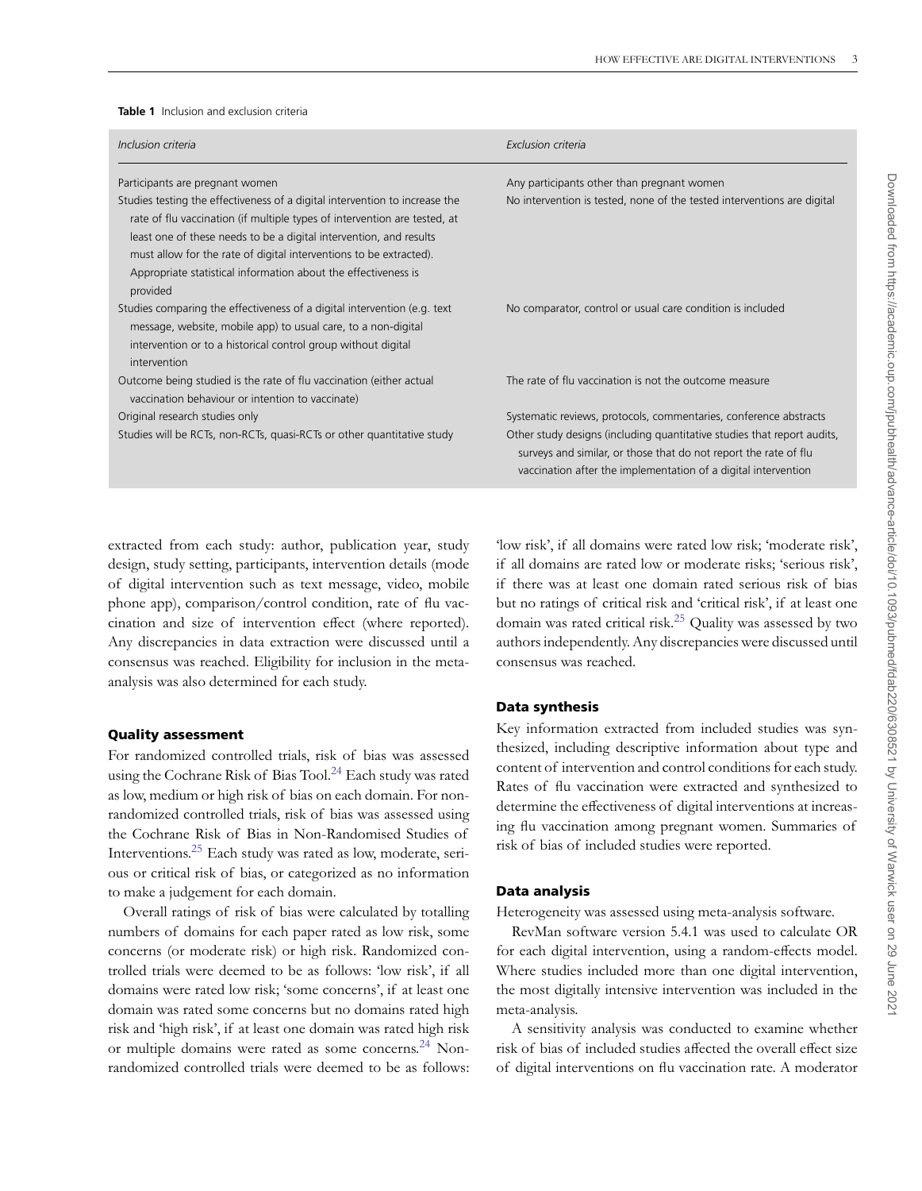**Table 1** Inclusion and exclusion criteria

| *Inclusion criteria* | *Exclusion criteria* |
|---|---|
| Participants are pregnant women | Any participants other than pregnant women |
| Studies testing the effectiveness of a digital intervention to increase the rate of flu vaccination (if multiple types of intervention are tested, at least one of these needs to be a digital intervention, and results must allow for the rate of digital interventions to be extracted). Appropriate statistical information about the effectiveness is provided | No intervention is tested, none of the tested interventions are digital |
| Studies comparing the effectiveness of a digital intervention (e.g. text message, website, mobile app) to usual care, to a non-digital intervention or to a historical control group without digital intervention | No comparator, control or usual care condition is included |
| Outcome being studied is the rate of flu vaccination (either actual vaccination behaviour or intention to vaccinate) | The rate of flu vaccination is not the outcome measure |
| Original research studies only | Systematic reviews, protocols, commentaries, conference abstracts |
| Studies will be RCTs, non-RCTs, quasi-RCTs or other quantitative study | Other study designs (including quantitative studies that report audits, surveys and similar, or those that do not report the rate of flu vaccination after the implementation of a digital intervention |

extracted from each study: author, publication year, study design, study setting, participants, intervention details (mode of digital intervention such as text message, video, mobile phone app), comparison/control condition, rate of flu vaccination and size of intervention effect (where reported). Any discrepancies in data extraction were discussed until a consensus was reached. Eligibility for inclusion in the meta-analysis was also determined for each study.

### Quality assessment

For randomized controlled trials, risk of bias was assessed using the Cochrane Risk of Bias Tool.[24] Each study was rated as low, medium or high risk of bias on each domain. For non-randomized controlled trials, risk of bias was assessed using the Cochrane Risk of Bias in Non-Randomised Studies of Interventions.[25] Each study was rated as low, moderate, serious or critical risk of bias, or categorized as no information to make a judgement for each domain.

Overall ratings of risk of bias were calculated by totalling numbers of domains for each paper rated as low risk, some concerns (or moderate risk) or high risk. Randomized controlled trials were deemed to be as follows: 'low risk', if all domains were rated low risk; 'some concerns', if at least one domain was rated some concerns but no domains rated high risk and 'high risk', if at least one domain was rated high risk or multiple domains were rated as some concerns.[24] Non-randomized controlled trials were deemed to be as follows: 'low risk', if all domains were rated low risk; 'moderate risk', if all domains are rated low or moderate risks; 'serious risk', if there was at least one domain rated serious risk of bias but no ratings of critical risk and 'critical risk', if at least one domain was rated critical risk.[25] Quality was assessed by two authors independently. Any discrepancies were discussed until consensus was reached.

### Data synthesis

Key information extracted from included studies was synthesized, including descriptive information about type and content of intervention and control conditions for each study. Rates of flu vaccination were extracted and synthesized to determine the effectiveness of digital interventions at increasing flu vaccination among pregnant women. Summaries of risk of bias of included studies were reported.

### Data analysis

Heterogeneity was assessed using meta-analysis software.

RevMan software version 5.4.1 was used to calculate OR for each digital intervention, using a random-effects model. Where studies included more than one digital intervention, the most digitally intensive intervention was included in the meta-analysis.

A sensitivity analysis was conducted to examine whether risk of bias of included studies affected the overall effect size of digital interventions on flu vaccination rate. A moderator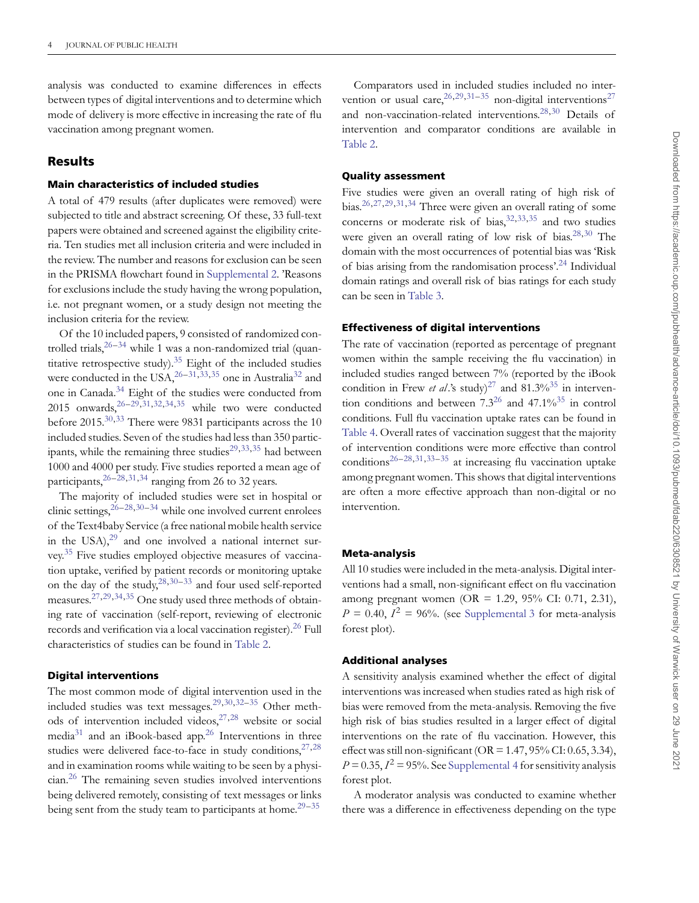analysis was conducted to examine differences in effects between types of digital interventions and to determine which mode of delivery is more effective in increasing the rate of flu vaccination among pregnant women.

## Results

### Main characteristics of included studies

A total of 479 results (after duplicates were removed) were subjected to title and abstract screening. Of these, 33 full-text papers were obtained and screened against the eligibility criteria. Ten studies met all inclusion criteria and were included in the review. The number and reasons for exclusion can be seen in the PRISMA flowchart found in Supplemental 2. 'Reasons for exclusions include the study having the wrong population, i.e. not pregnant women, or a study design not meeting the inclusion criteria for the review.

Of the 10 included papers, 9 consisted of randomized controlled trials,[26–34] while 1 was a non-randomized trial (quantitative retrospective study).[35] Eight of the included studies were conducted in the USA,[26–31,33,35] one in Australia[32] and one in Canada.[34] Eight of the studies were conducted from 2015 onwards,[26–29,31,32,34,35] while two were conducted before 2015.[30,33] There were 9831 participants across the 10 included studies. Seven of the studies had less than 350 participants, while the remaining three studies[29,33,35] had between 1000 and 4000 per study. Five studies reported a mean age of participants,[26–28,31,34] ranging from 26 to 32 years.

The majority of included studies were set in hospital or clinic settings,[26–28,30–34] while one involved current enrolees of the Text4baby Service (a free national mobile health service in the USA),[29] and one involved a national internet survey.[35] Five studies employed objective measures of vaccination uptake, verified by patient records or monitoring uptake on the day of the study,[28,30–33] and four used self-reported measures.[27,29,34,35] One study used three methods of obtaining rate of vaccination (self-report, reviewing of electronic records and verification via a local vaccination register).[26] Full characteristics of studies can be found in Table 2.

### Digital interventions

The most common mode of digital intervention used in the included studies was text messages.[29,30,32–35] Other methods of intervention included videos,[27,28] website or social media[31] and an iBook-based app.[26] Interventions in three studies were delivered face-to-face in study conditions,[27,28] and in examination rooms while waiting to be seen by a physician.[26] The remaining seven studies involved interventions being delivered remotely, consisting of text messages or links being sent from the study team to participants at home.[29–35]

Comparators used in included studies included no intervention or usual care,[26,29,31–35] non-digital interventions[27] and non-vaccination-related interventions.[28,30] Details of intervention and comparator conditions are available in Table 2.

### Quality assessment

Five studies were given an overall rating of high risk of bias.[26,27,29,31,34] Three were given an overall rating of some concerns or moderate risk of bias,[32,33,35] and two studies were given an overall rating of low risk of bias.[28,30] The domain with the most occurrences of potential bias was 'Risk of bias arising from the randomisation process'.[24] Individual domain ratings and overall risk of bias ratings for each study can be seen in Table 3.

### Effectiveness of digital interventions

The rate of vaccination (reported as percentage of pregnant women within the sample receiving the flu vaccination) in included studies ranged between 7% (reported by the iBook condition in Frew *et al.*'s study)[27] and 81.3%[35] in intervention conditions and between 7.3[26] and 47.1%[35] in control conditions. Full flu vaccination uptake rates can be found in Table 4. Overall rates of vaccination suggest that the majority of intervention conditions were more effective than control conditions[26–28,31,33–35] at increasing flu vaccination uptake among pregnant women. This shows that digital interventions are often a more effective approach than non-digital or no intervention.

### Meta-analysis

All 10 studies were included in the meta-analysis. Digital interventions had a small, non-significant effect on flu vaccination among pregnant women (OR = 1.29, 95% CI: 0.71, 2.31), $P = 0.40$, $I^2 = 96\%$. (see Supplemental 3 for meta-analysis forest plot).

### Additional analyses

A sensitivity analysis examined whether the effect of digital interventions was increased when studies rated as high risk of bias were removed from the meta-analysis. Removing the five high risk of bias studies resulted in a larger effect of digital interventions on the rate of flu vaccination. However, this effect was still non-significant (OR = 1.47, 95% CI: 0.65, 3.34), $P = 0.35$, $I^2 = 95\%$. See Supplemental 4 for sensitivity analysis forest plot.

A moderator analysis was conducted to examine whether there was a difference in effectiveness depending on the type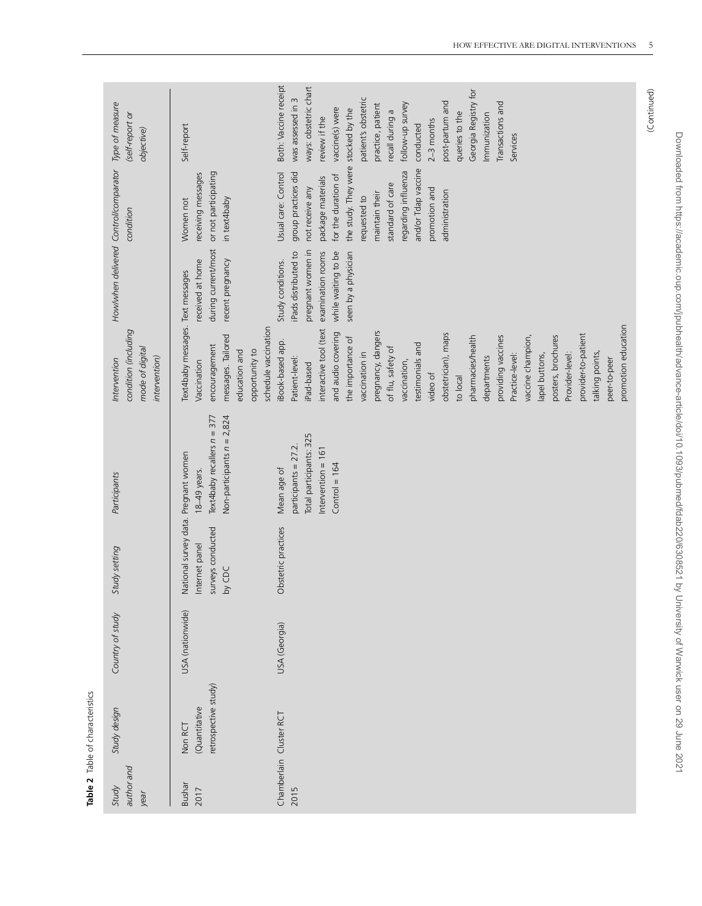**Table 2** Table of characteristics

| Study author and year | Study design | Country of study | Study setting | Participants | Intervention condition (including mode of digital intervention) | How/when delivered | Control/comparator condition | Type of measure (self-report or objective) |
|---|---|---|---|---|---|---|---|---|
| Bushar 2017 | Non RCT (Quantitative retrospective study) | USA (nationwide) | National survey data. Internet panel surveys conducted by CDC | Pregnant women 18–49 years. Text4baby recallers *n* = 377 Non-participants *n* = 2,824 | Text4baby messages. Vaccination encouragement messages. Tailored education and opportunity to schedule vaccination | Text messages received at home during current/most recent pregnancy | Women not receiving messages or not participating in text4baby | Self-report |
| Chamberlain 2015 | Cluster RCT | USA (Georgia) | Obstetric practices | Mean age of participants = 27.2. Total participants: 325 Intervention = 161 Control = 164 | iBook-based app. Patient-level: iPad-based interactive tool (text and audio covering the importance of vaccination in pregnancy, dangers of flu, safety of vaccination, testimonials and video of obstetrician), maps to local pharmacies/health departments providing vaccines Practice-level: vaccine champion, lapel buttons, posters, brochures Provider-level: provider-to-patient talking points, peer-to-peer promotion education | Study conditions. iPads distributed to pregnant women in examination rooms while waiting to be seen by a physician | Usual care: Control group practices did not receive any package materials for the duration of the study. They were requested to maintain their standard of care regarding influenza and/or Tdap vaccine promotion and administration | Both: Vaccine receipt was assessed in 3 ways: obstetric chart review if the vaccine(s) were stocked by the patient's obstetric practice, patient recall during a follow-up survey conducted 2–3 months post-partum and queries to the Georgia Registry for Immunization Transactions and Services |

(Continued)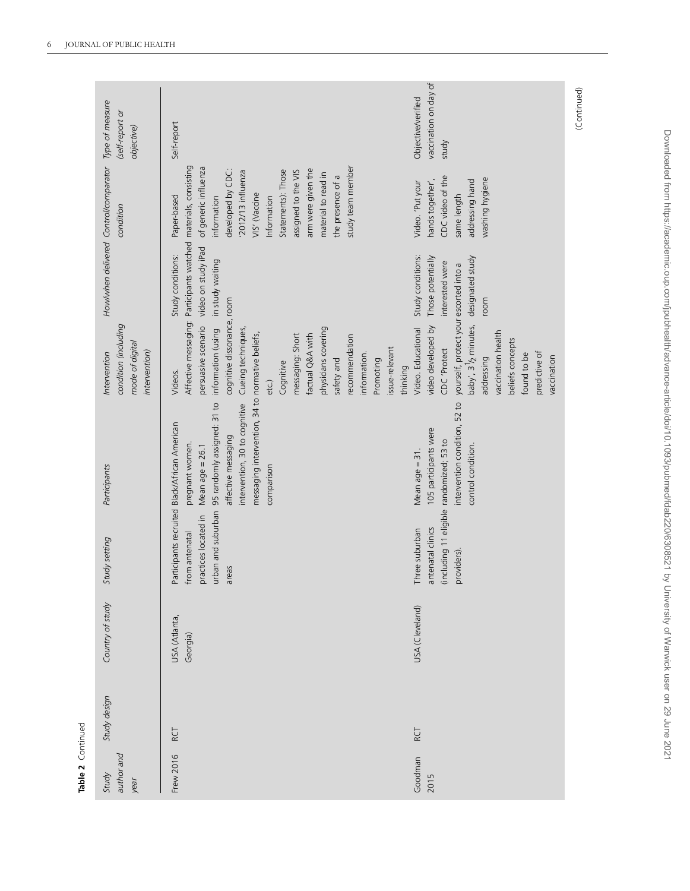**Table 2** Continued

| Study author and year | Study design | Country of study | Study setting | Participants | Intervention condition (including mode of digital intervention) | How/when delivered | Control/comparator condition | Type of measure (self-report or objective) |
|---|---|---|---|---|---|---|---|---|
| Frew 2016 | RCT | USA (Atlanta, Georgia) | Participants recruited from antenatal practices located in urban and suburban areas | Black/African American pregnant women. Mean age = 26.1 95 randomly assigned: 31 to affective messaging intervention, 30 to cognitive messaging intervention, 34 to comparison | Videos. Affective messaging: persuasive scenario information (using cognitive dissonance, Cueing techniques, normative beliefs, etc.) Cognitive messaging: Short factual Q&A with physicians covering safety and recommendation information. Promoting issue-relevant thinking | Study conditions: Participants watched video on study iPad in study waiting room | Paper-based materials, consisting of generic influenza information developed by CDC: '2012/13 influenza VIS' (Vaccine Information Statements): Those assigned to the VIS arm were given the material to read in the presence of a study team member | Self-report |
| Goodman 2015 | RCT | USA (Cleveland) | Three suburban antenatal clinics (including 11 eligible providers). | Mean age = 31. 105 participants were randomized; 53 to intervention condition, 52 to control condition. | Video. Educational video developed by CDC 'Protect yourself, protect your baby', 3½ minutes, addressing vaccination health beliefs concepts found to be predictive of vaccination | Study conditions: Those potentially interested were escorted into a designated study room | Video. 'Put your hands together', CDC video of the same length addressing hand washing hygiene | Objective/verified vaccination on day of study |

(Continued)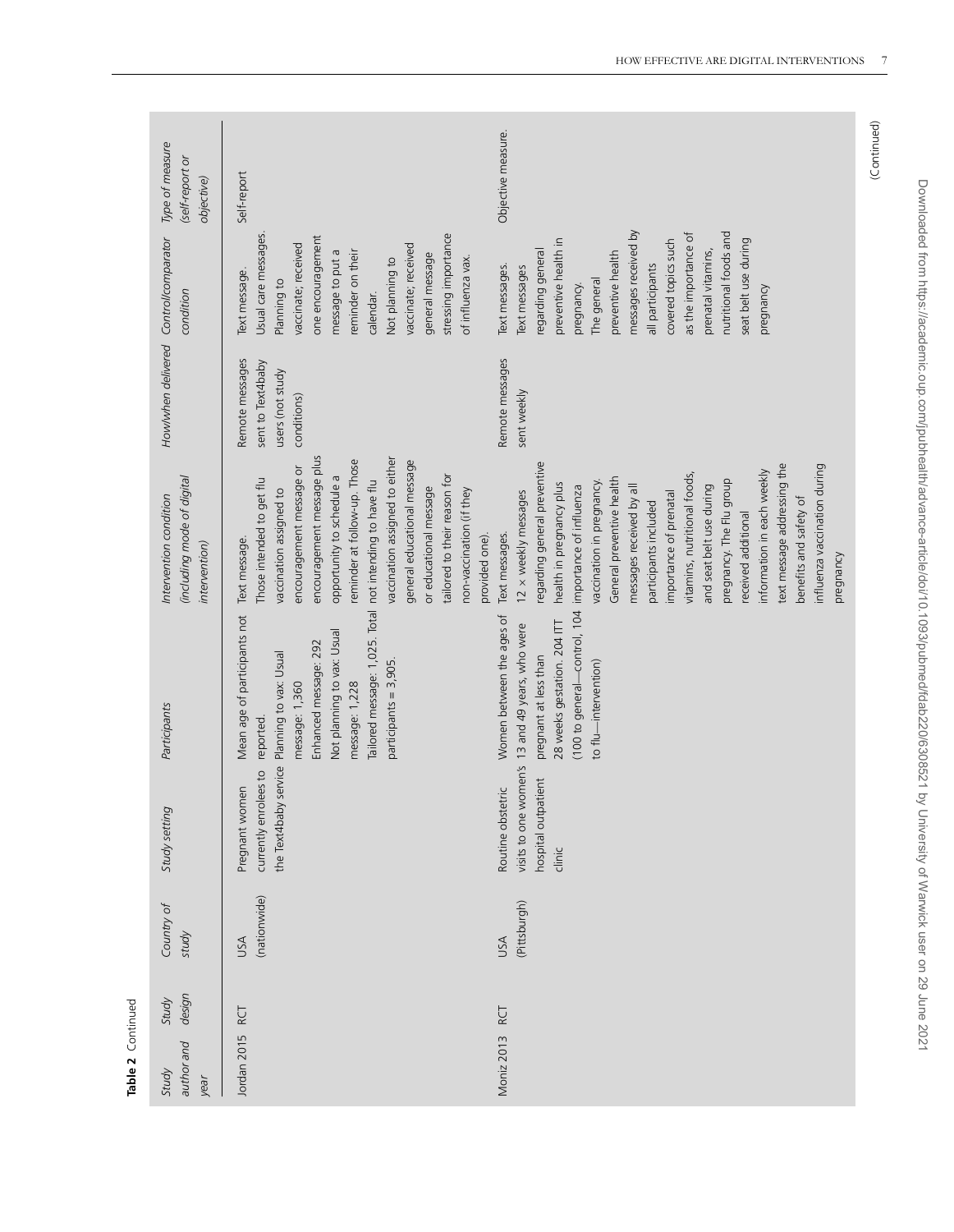**Table 2** Continued

| Study author and year | Study design | Country of study | Study setting | Participants | Intervention condition (including mode of digital intervention) | How/when delivered | Control/comparator condition | Type of measure (self-report or objective) |
|---|---|---|---|---|---|---|---|---|
| Jordan 2015 | RCT | USA (nationwide) | Pregnant women currently enrolees to the Text4baby service | Mean age of participants not reported. Planning to vax: Usual message: 1,360 Enhanced message: 292 Not planning to vax: Usual message: 1,228 Tailored message: 1,025. Total participants = 3,905. | Text message. Those intended to get flu vaccination assigned to encouragement message or encouragement message plus opportunity to schedule a reminder at follow-up. Those not intending to have flu vaccination assigned to either general educational message or educational message tailored to their reason for non-vaccination (if they provided one). | Remote messages sent to Text4baby users (not study conditions) | Text message. Usual care messages. Planning to vaccinate; received one encouragement message to put a reminder on their calendar. Not planning to vaccinate; received general message stressing importance of influenza vax. | Self-report |
| Moniz 2013 | RCT | USA (Pittsburgh) | Routine obstetric visits to one women's hospital outpatient clinic | Women between the ages of 13 and 49 years, who were pregnant at less than 28 weeks gestation. 204 ITT (100 to general—control, 104 to flu—intervention) | Text messages. 12 × weekly messages regarding general preventive health in pregnancy plus importance of influenza vaccination in pregnancy. General preventive health messages received by all participants included importance of prenatal vitamins, nutritional foods, and seat belt use during pregnancy. The Flu group received additional information in each weekly text message addressing the benefits and safety of influenza vaccination during pregnancy | Remote messages sent weekly | Text messages. Text messages regarding general preventive health in pregnancy. The general preventive health messages received by all participants covered topics such as the importance of prenatal vitamins, nutritional foods and seat belt use during pregnancy | Objective measure. |

(Continued)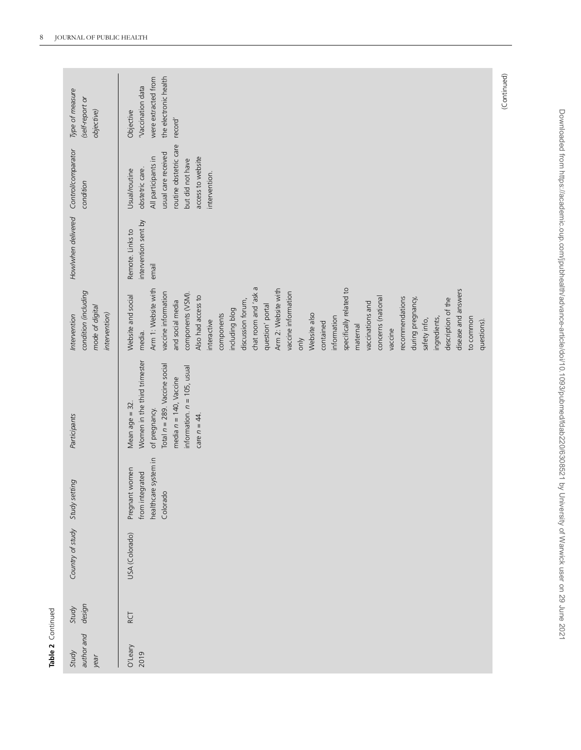**Table 2** Continued

| *Study author and year* | *Study design* | *Country of study* | *Study setting* | *Participants* | *Intervention condition (including mode of digital intervention)* | *How/when delivered* | *Control/comparator condition* | *Type of measure (self-report or objective)* |
|---|---|---|---|---|---|---|---|---|
| O'Leary 2019 | RCT | USA (Colorado) | Pregnant women from integrated healthcare system in Colorado | Mean age = 32. Women in the third trimester of pregnancy. Total $n$ = 289. Vaccine social media $n$ = 140, Vaccine information. $n$ = 105, usual care $n$ = 44. | Website and social media. Arm 1: Website with vaccine information and social media components (VSM). Also had access to interactive components including blog discussion forum, chat room and 'ask a question' portal Arm 2: Website with vaccine information only Website also contained information specifically related to maternal vaccinations and concerns (national vaccine recommendations during pregnancy, safety info, ingredients, description of the disease and answers to common questions). | Remote. Links to intervention sent by email | Usual/routine obstetric care. All participants in usual care received routine obstetric care but did not have access to website intervention. | Objective 'Vaccination data were extracted from the electronic health record' |

(Continued)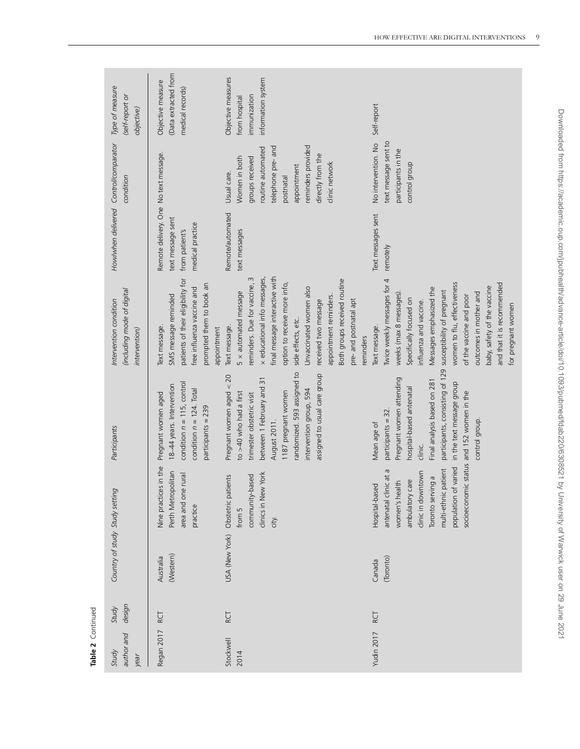**Table 2** Continued

| Study author and year | Study design | Country of study | Study setting | Participants | Intervention condition (including mode of digital intervention) | How/when delivered | Control/comparator condition | Type of measure (self-report or objective) |
|---|---|---|---|---|---|---|---|---|
| Regan 2017 | RCT | Australia (Western) | Nine practices in the Perth Metropolitan area and one rural practice | Pregnant women aged 18–44 years. Intervention condition $n = 115$, control condition $n = 124$. Total participants = 239 | Text message. SMS message reminded patients of their eligibility for free influenza vaccine and prompted them to book an appointment | Remote delivery. One text message sent from patient's medical practice | No text message. | Objective measure (Data extracted from medical records) |
| Stockwell 2014 | RCT | USA (New York) | Obstetric patients from 5 community-based clinics in New York city. | Pregnant women aged < 20 to >40 who had a first trimester obstetric visit between 1 February and 31 August 2011. 1187 pregnant women randomized. 593 assigned to intervention group, 594 assigned to usual care group | Text message. 5 × automated message reminders. Due for vaccine, 3 × educational info messages, final message interactive with option to receive more info, side effects, etc. Unvaccinated women also received two message appointment reminders. Both groups received routine pre- and postnatal apt reminders | Remote/automated text messages | Usual care. Women in both groups received routine automated telephone pre- and postnatal appointment reminders provided directly from the clinic network | Objective measures from hospital immunization information system |
| Yudin 2017 | RCT | Canada (Toronto) | Hospital-based antenatal clinic at a women's health ambulatory care clinic in downtown Toronto serving a multi-ethnic patient population of varied socioeconomic status | Mean age of participants = 32. Pregnant women attending hospital-based antenatal clinic. Final analysis based on 281 participants, consisting of 129 in the text message group and 152 women in the control group. | Text message. Twice weekly messages for 4 weeks (max 8 messages). Specifically focused on influenza and vaccine. Messages emphasized the susceptibility of pregnant women to flu, effectiveness of the vaccine and poor outcomes in mother and baby, safety of the vaccine and that it is recommended for pregnant women | Text messages sent remotely | No intervention. No text message sent to participants in the control group | Self-report |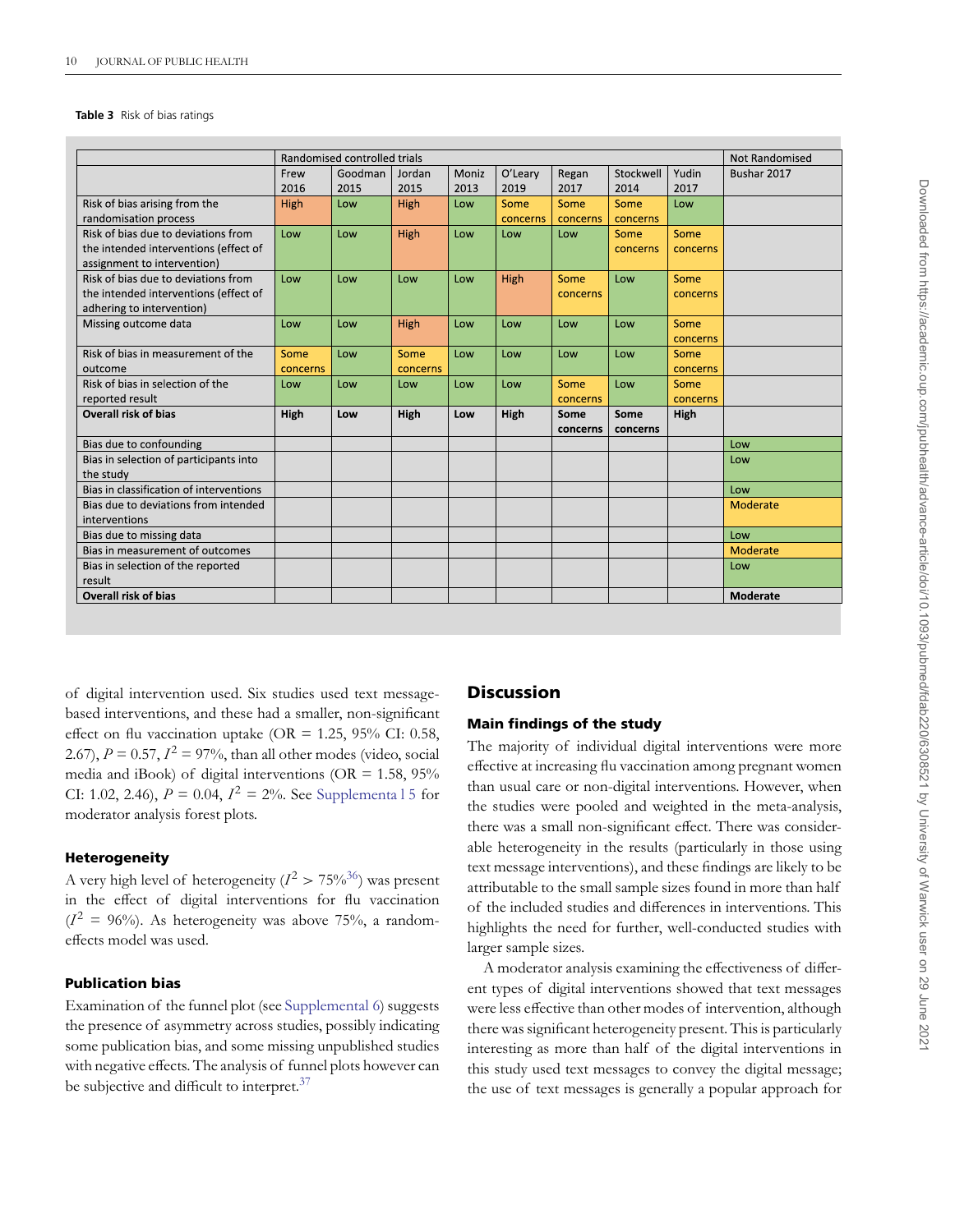**Table 3** Risk of bias ratings

| | Randomised controlled trials | | | | | | | | Not Randomised |
|---|---|---|---|---|---|---|---|---|---|
| | Frew 2016 | Goodman 2015 | Jordan 2015 | Moniz 2013 | O'Leary 2019 | Regan 2017 | Stockwell 2014 | Yudin 2017 | Bushar 2017 |
| Risk of bias arising from the randomisation process | High | Low | High | Low | Some concerns | Some concerns | Some concerns | Low | |
| Risk of bias due to deviations from the intended interventions (effect of assignment to intervention) | Low | Low | High | Low | Low | Low | Some concerns | Some concerns | |
| Risk of bias due to deviations from the intended interventions (effect of adhering to intervention) | Low | Low | Low | Low | High | Some concerns | Low | Some concerns | |
| Missing outcome data | Low | Low | High | Low | Low | Low | Low | Some concerns | |
| Risk of bias in measurement of the outcome | Some concerns | Low | Some concerns | Low | Low | Low | Low | Some concerns | |
| Risk of bias in selection of the reported result | Low | Low | Low | Low | Low | Some concerns | Low | Some concerns | |
| **Overall risk of bias** | **High** | **Low** | **High** | **Low** | **High** | **Some concerns** | **Some concerns** | **High** | |
| Bias due to confounding | | | | | | | | | Low |
| Bias in selection of participants into the study | | | | | | | | | Low |
| Bias in classification of interventions | | | | | | | | | Low |
| Bias due to deviations from intended interventions | | | | | | | | | Moderate |
| Bias due to missing data | | | | | | | | | Low |
| Bias in measurement of outcomes | | | | | | | | | Moderate |
| Bias in selection of the reported result | | | | | | | | | Low |
| **Overall risk of bias** | | | | | | | | | **Moderate** |

of digital intervention used. Six studies used text message-based interventions, and these had a smaller, non-significant effect on flu vaccination uptake (OR = 1.25, 95% CI: 0.58, 2.67), $P = 0.57$, $I^2 = 97\%$, than all other modes (video, social media and iBook) of digital interventions (OR = 1.58, 95% CI: 1.02, 2.46), $P = 0.04$, $I^2 = 2\%$. See Supplementa l 5 for moderator analysis forest plots.

### Heterogeneity

A very high level of heterogeneity ($I^2 > 75\%$[36]) was present in the effect of digital interventions for flu vaccination ($I^2 = 96\%$). As heterogeneity was above 75%, a random-effects model was used.

### Publication bias

Examination of the funnel plot (see Supplemental 6) suggests the presence of asymmetry across studies, possibly indicating some publication bias, and some missing unpublished studies with negative effects. The analysis of funnel plots however can be subjective and difficult to interpret.[37]

## Discussion

### Main findings of the study

The majority of individual digital interventions were more effective at increasing flu vaccination among pregnant women than usual care or non-digital interventions. However, when the studies were pooled and weighted in the meta-analysis, there was a small non-significant effect. There was considerable heterogeneity in the results (particularly in those using text message interventions), and these findings are likely to be attributable to the small sample sizes found in more than half of the included studies and differences in interventions. This highlights the need for further, well-conducted studies with larger sample sizes.

A moderator analysis examining the effectiveness of different types of digital interventions showed that text messages were less effective than other modes of intervention, although there was significant heterogeneity present. This is particularly interesting as more than half of the digital interventions in this study used text messages to convey the digital message; the use of text messages is generally a popular approach for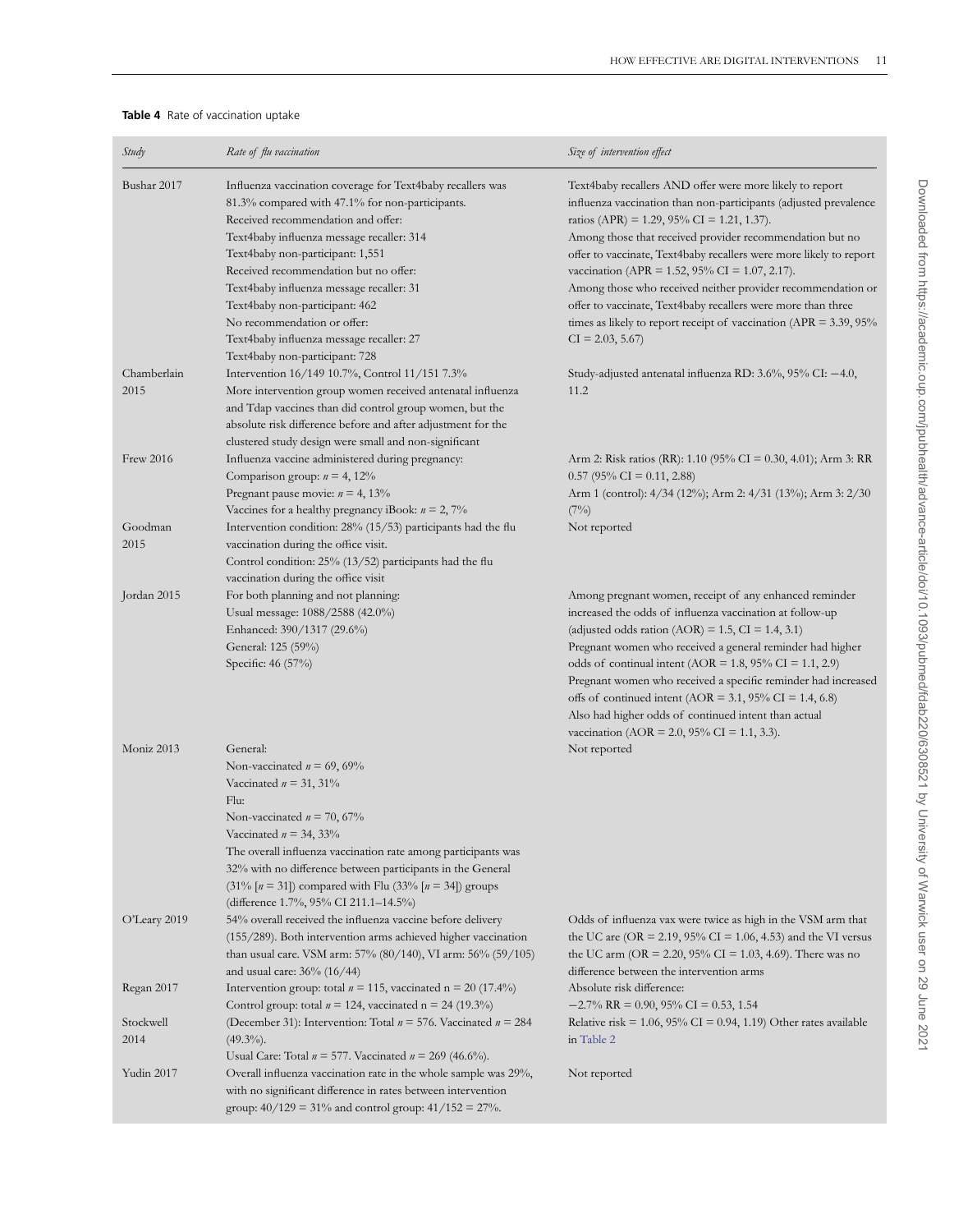**Table 4** Rate of vaccination uptake

| *Study* | *Rate of flu vaccination* | *Size of intervention effect* |
|---|---|---|
| Bushar 2017 | Influenza vaccination coverage for Text4baby recallers was 81.3% compared with 47.1% for non-participants.<br>Received recommendation and offer:<br>Text4baby influenza message recaller: 314<br>Text4baby non-participant: 1,551<br>Received recommendation but no offer:<br>Text4baby influenza message recaller: 31<br>Text4baby non-participant: 462<br>No recommendation or offer:<br>Text4baby influenza message recaller: 27<br>Text4baby non-participant: 728 | Text4baby recallers AND offer were more likely to report influenza vaccination than non-participants (adjusted prevalence ratios (APR) = 1.29, 95% CI = 1.21, 1.37).<br>Among those that received provider recommendation but no offer to vaccinate, Text4baby recallers were more likely to report vaccination (APR = 1.52, 95% CI = 1.07, 2.17).<br>Among those who received neither provider recommendation or offer to vaccinate, Text4baby recallers were more than three times as likely to report receipt of vaccination (APR = 3.39, 95% CI = 2.03, 5.67) |
| Chamberlain 2015 | Intervention 16/149 10.7%, Control 11/151 7.3%<br>More intervention group women received antenatal influenza and Tdap vaccines than did control group women, but the absolute risk difference before and after adjustment for the clustered study design were small and non-significant | Study-adjusted antenatal influenza RD: 3.6%, 95% CI: −4.0, 11.2 |
| Frew 2016 | Influenza vaccine administered during pregnancy:<br>Comparison group: *n* = 4, 12%<br>Pregnant pause movie: *n* = 4, 13%<br>Vaccines for a healthy pregnancy iBook: *n* = 2, 7% | Arm 2: Risk ratios (RR): 1.10 (95% CI = 0.30, 4.01); Arm 3: RR 0.57 (95% CI = 0.11, 2.88)<br>Arm 1 (control): 4/34 (12%); Arm 2: 4/31 (13%); Arm 3: 2/30 (7%) |
| Goodman 2015 | Intervention condition: 28% (15/53) participants had the flu vaccination during the office visit.<br>Control condition: 25% (13/52) participants had the flu vaccination during the office visit | Not reported |
| Jordan 2015 | For both planning and not planning:<br>Usual message: 1088/2588 (42.0%)<br>Enhanced: 390/1317 (29.6%)<br>General: 125 (59%)<br>Specific: 46 (57%) | Among pregnant women, receipt of any enhanced reminder increased the odds of influenza vaccination at follow-up (adjusted odds ration (AOR) = 1.5, CI = 1.4, 3.1)<br>Pregnant women who received a general reminder had higher odds of continual intent (AOR = 1.8, 95% CI = 1.1, 2.9)<br>Pregnant women who received a specific reminder had increased offs of continued intent (AOR = 3.1, 95% CI = 1.4, 6.8)<br>Also had higher odds of continued intent than actual vaccination (AOR = 2.0, 95% CI = 1.1, 3.3). |
| Moniz 2013 | General:<br>Non-vaccinated *n* = 69, 69%<br>Vaccinated *n* = 31, 31%<br>Flu:<br>Non-vaccinated *n* = 70, 67%<br>Vaccinated *n* = 34, 33%<br>The overall influenza vaccination rate among participants was 32% with no difference between participants in the General (31% [*n* = 31]) compared with Flu (33% [*n* = 34]) groups (difference 1.7%, 95% CI 211.1–14.5%) | Not reported |
| O'Leary 2019 | 54% overall received the influenza vaccine before delivery (155/289). Both intervention arms achieved higher vaccination than usual care. VSM arm: 57% (80/140), VI arm: 56% (59/105) and usual care: 36% (16/44) | Odds of influenza vax were twice as high in the VSM arm that the UC are (OR = 2.19, 95% CI = 1.06, 4.53) and the VI versus the UC arm (OR = 2.20, 95% CI = 1.03, 4.69). There was no difference between the intervention arms |
| Regan 2017 | Intervention group: total *n* = 115, vaccinated n = 20 (17.4%)<br>Control group: total *n* = 124, vaccinated n = 24 (19.3%) | Absolute risk difference:<br>−2.7% RR = 0.90, 95% CI = 0.53, 1.54 |
| Stockwell 2014 | (December 31): Intervention: Total *n* = 576. Vaccinated *n* = 284 (49.3%).<br>Usual Care: Total *n* = 577. Vaccinated *n* = 269 (46.6%). | Relative risk = 1.06, 95% CI = 0.94, 1.19) Other rates available in Table 2 |
| Yudin 2017 | Overall influenza vaccination rate in the whole sample was 29%, with no significant difference in rates between intervention group: 40/129 = 31% and control group: 41/152 = 27%. | Not reported |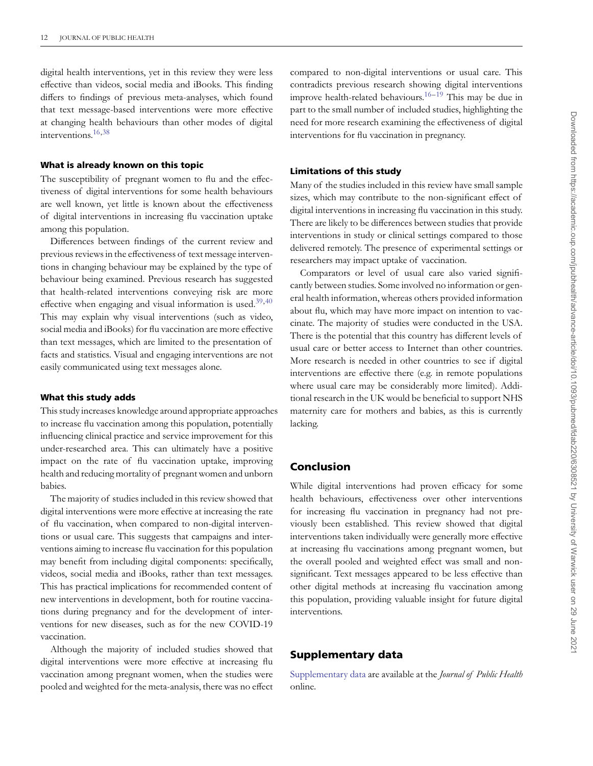digital health interventions, yet in this review they were less effective than videos, social media and iBooks. This finding differs to findings of previous meta-analyses, which found that text message-based interventions were more effective at changing health behaviours than other modes of digital interventions.[16,38]

### What is already known on this topic

The susceptibility of pregnant women to flu and the effectiveness of digital interventions for some health behaviours are well known, yet little is known about the effectiveness of digital interventions in increasing flu vaccination uptake among this population.

Differences between findings of the current review and previous reviews in the effectiveness of text message interventions in changing behaviour may be explained by the type of behaviour being examined. Previous research has suggested that health-related interventions conveying risk are more effective when engaging and visual information is used.[39,40] This may explain why visual interventions (such as video, social media and iBooks) for flu vaccination are more effective than text messages, which are limited to the presentation of facts and statistics. Visual and engaging interventions are not easily communicated using text messages alone.

### What this study adds

This study increases knowledge around appropriate approaches to increase flu vaccination among this population, potentially influencing clinical practice and service improvement for this under-researched area. This can ultimately have a positive impact on the rate of flu vaccination uptake, improving health and reducing mortality of pregnant women and unborn babies.

The majority of studies included in this review showed that digital interventions were more effective at increasing the rate of flu vaccination, when compared to non-digital interventions or usual care. This suggests that campaigns and interventions aiming to increase flu vaccination for this population may benefit from including digital components: specifically, videos, social media and iBooks, rather than text messages. This has practical implications for recommended content of new interventions in development, both for routine vaccinations during pregnancy and for the development of interventions for new diseases, such as for the new COVID-19 vaccination.

Although the majority of included studies showed that digital interventions were more effective at increasing flu vaccination among pregnant women, when the studies were pooled and weighted for the meta-analysis, there was no effect compared to non-digital interventions or usual care. This contradicts previous research showing digital interventions improve health-related behaviours.[16–19] This may be due in part to the small number of included studies, highlighting the need for more research examining the effectiveness of digital interventions for flu vaccination in pregnancy.

### Limitations of this study

Many of the studies included in this review have small sample sizes, which may contribute to the non-significant effect of digital interventions in increasing flu vaccination in this study. There are likely to be differences between studies that provide interventions in study or clinical settings compared to those delivered remotely. The presence of experimental settings or researchers may impact uptake of vaccination.

Comparators or level of usual care also varied significantly between studies. Some involved no information or general health information, whereas others provided information about flu, which may have more impact on intention to vaccinate. The majority of studies were conducted in the USA. There is the potential that this country has different levels of usual care or better access to Internet than other countries. More research is needed in other countries to see if digital interventions are effective there (e.g. in remote populations where usual care may be considerably more limited). Additional research in the UK would be beneficial to support NHS maternity care for mothers and babies, as this is currently lacking.

## Conclusion

While digital interventions had proven efficacy for some health behaviours, effectiveness over other interventions for increasing flu vaccination in pregnancy had not previously been established. This review showed that digital interventions taken individually were generally more effective at increasing flu vaccinations among pregnant women, but the overall pooled and weighted effect was small and non-significant. Text messages appeared to be less effective than other digital methods at increasing flu vaccination among this population, providing valuable insight for future digital interventions.

## Supplementary data

Supplementary data are available at the *Journal of Public Health* online.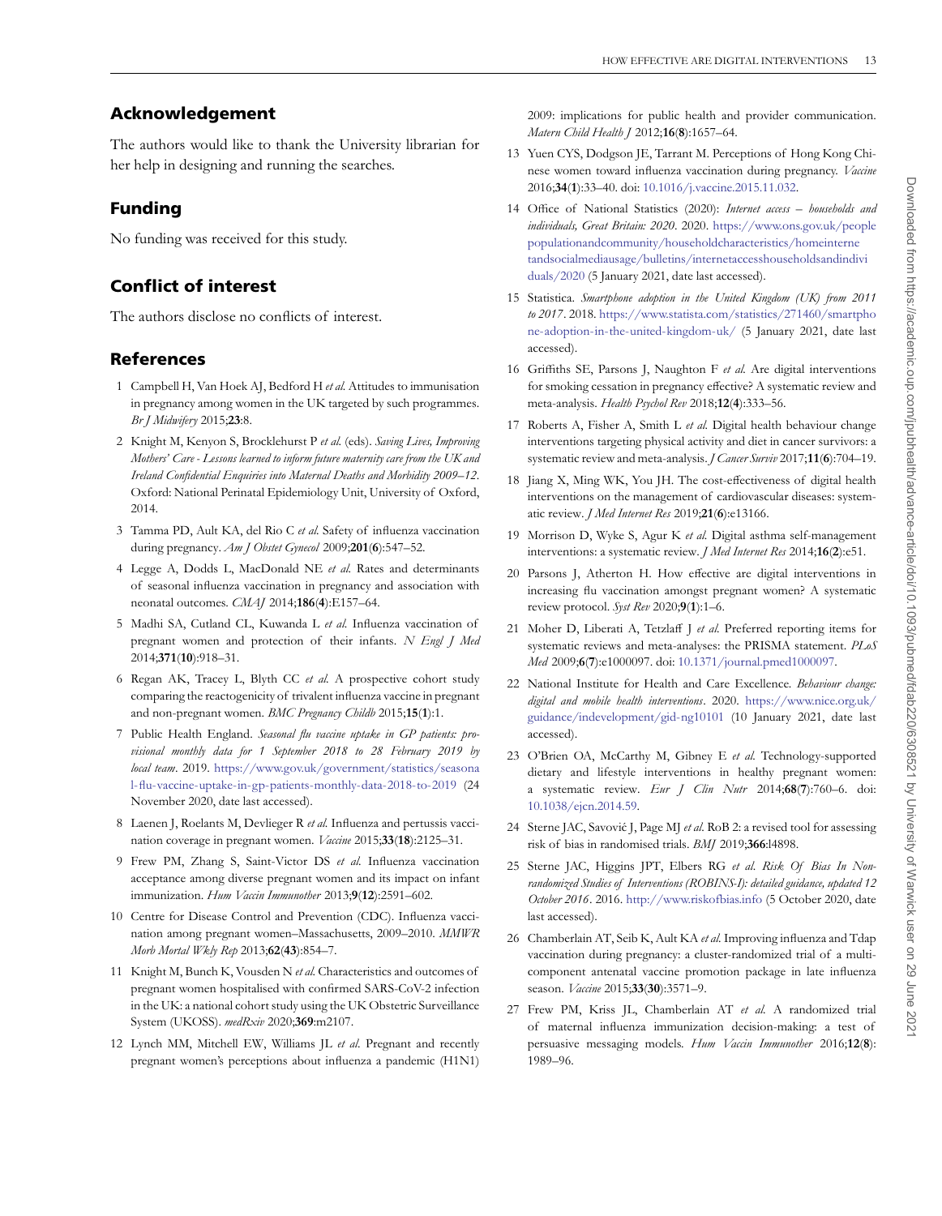## Acknowledgement

The authors would like to thank the University librarian for her help in designing and running the searches.

## Funding

No funding was received for this study.

## Conflict of interest

The authors disclose no conflicts of interest.

## References

1. Campbell H, Van Hoek AJ, Bedford H *et al.* Attitudes to immunisation in pregnancy among women in the UK targeted by such programmes. *Br J Midwifery* 2015;**23**:8.
2. Knight M, Kenyon S, Brocklehurst P *et al.* (eds). *Saving Lives, Improving Mothers' Care - Lessons learned to inform future maternity care from the UK and Ireland Confidential Enquiries into Maternal Deaths and Morbidity 2009–12*. Oxford: National Perinatal Epidemiology Unit, University of Oxford, 2014.
3. Tamma PD, Ault KA, del Rio C *et al.* Safety of influenza vaccination during pregnancy. *Am J Obstet Gynecol* 2009;**201**(**6**):547–52.
4. Legge A, Dodds L, MacDonald NE *et al.* Rates and determinants of seasonal influenza vaccination in pregnancy and association with neonatal outcomes. *CMAJ* 2014;**186**(**4**):E157–64.
5. Madhi SA, Cutland CL, Kuwanda L *et al.* Influenza vaccination of pregnant women and protection of their infants. *N Engl J Med* 2014;**371**(**10**):918–31.
6. Regan AK, Tracey L, Blyth CC *et al.* A prospective cohort study comparing the reactogenicity of trivalent influenza vaccine in pregnant and non-pregnant women. *BMC Pregnancy Childb* 2015;**15**(**1**):1.
7. Public Health England. *Seasonal flu vaccine uptake in GP patients: provisional monthly data for 1 September 2018 to 28 February 2019 by local team*. 2019. https://www.gov.uk/government/statistics/seasonal-flu-vaccine-uptake-in-gp-patients-monthly-data-2018-to-2019 (24 November 2020, date last accessed).
8. Laenen J, Roelants M, Devlieger R *et al.* Influenza and pertussis vaccination coverage in pregnant women. *Vaccine* 2015;**33**(**18**):2125–31.
9. Frew PM, Zhang S, Saint-Victor DS *et al.* Influenza vaccination acceptance among diverse pregnant women and its impact on infant immunization. *Hum Vaccin Immunother* 2013;**9**(**12**):2591–602.
10. Centre for Disease Control and Prevention (CDC). Influenza vaccination among pregnant women–Massachusetts, 2009–2010. *MMWR Morb Mortal Wkly Rep* 2013;**62**(**43**):854–7.
11. Knight M, Bunch K, Vousden N *et al.* Characteristics and outcomes of pregnant women hospitalised with confirmed SARS-CoV-2 infection in the UK: a national cohort study using the UK Obstetric Surveillance System (UKOSS). *medRxiv* 2020;**369**:m2107.
12. Lynch MM, Mitchell EW, Williams JL *et al.* Pregnant and recently pregnant women's perceptions about influenza a pandemic (H1N1) 2009: implications for public health and provider communication. *Matern Child Health J* 2012;**16**(**8**):1657–64.
13. Yuen CYS, Dodgson JE, Tarrant M. Perceptions of Hong Kong Chinese women toward influenza vaccination during pregnancy. *Vaccine* 2016;**34**(**1**):33–40. doi: 10.1016/j.vaccine.2015.11.032.
14. Office of National Statistics (2020): *Internet access – households and individuals, Great Britain: 2020*. 2020. https://www.ons.gov.uk/peoplepopulationandcommunity/householdcharacteristics/homeinternetandsocialmediausage/bulletins/internetaccesshouseholdsandindividuals/2020 (5 January 2021, date last accessed).
15. Statistica. *Smartphone adoption in the United Kingdom (UK) from 2011 to 2017*. 2018. https://www.statista.com/statistics/271460/smartphone-adoption-in-the-united-kingdom-uk/ (5 January 2021, date last accessed).
16. Griffiths SE, Parsons J, Naughton F *et al.* Are digital interventions for smoking cessation in pregnancy effective? A systematic review and meta-analysis. *Health Psychol Rev* 2018;**12**(**4**):333–56.
17. Roberts A, Fisher A, Smith L *et al.* Digital health behaviour change interventions targeting physical activity and diet in cancer survivors: a systematic review and meta-analysis. *J Cancer Surviv* 2017;**11**(**6**):704–19.
18. Jiang X, Ming WK, You JH. The cost-effectiveness of digital health interventions on the management of cardiovascular diseases: systematic review. *J Med Internet Res* 2019;**21**(**6**):e13166.
19. Morrison D, Wyke S, Agur K *et al.* Digital asthma self-management interventions: a systematic review. *J Med Internet Res* 2014;**16**(**2**):e51.
20. Parsons J, Atherton H. How effective are digital interventions in increasing flu vaccination amongst pregnant women? A systematic review protocol. *Syst Rev* 2020;**9**(**1**):1–6.
21. Moher D, Liberati A, Tetzlaff J *et al.* Preferred reporting items for systematic reviews and meta-analyses: the PRISMA statement. *PLoS Med* 2009;**6**(**7**):e1000097. doi: 10.1371/journal.pmed1000097.
22. National Institute for Health and Care Excellence. *Behaviour change: digital and mobile health interventions*. 2020. https://www.nice.org.uk/guidance/indevelopment/gid-ng10101 (10 January 2021, date last accessed).
23. O'Brien OA, McCarthy M, Gibney E *et al.* Technology-supported dietary and lifestyle interventions in healthy pregnant women: a systematic review. *Eur J Clin Nutr* 2014;**68**(**7**):760–6. doi: 10.1038/ejcn.2014.59.
24. Sterne JAC, Savović J, Page MJ *et al.* RoB 2: a revised tool for assessing risk of bias in randomised trials. *BMJ* 2019;**366**:l4898.
25. Sterne JAC, Higgins JPT, Elbers RG *et al.* *Risk Of Bias In Non-randomized Studies of Interventions (ROBINS-I): detailed guidance, updated 12 October 2016*. 2016. http://www.riskofbias.info (5 October 2020, date last accessed).
26. Chamberlain AT, Seib K, Ault KA *et al.* Improving influenza and Tdap vaccination during pregnancy: a cluster-randomized trial of a multi-component antenatal vaccine promotion package in late influenza season. *Vaccine* 2015;**33**(**30**):3571–9.
27. Frew PM, Kriss JL, Chamberlain AT *et al.* A randomized trial of maternal influenza immunization decision-making: a test of persuasive messaging models. *Hum Vaccin Immunother* 2016;**12**(**8**): 1989–96.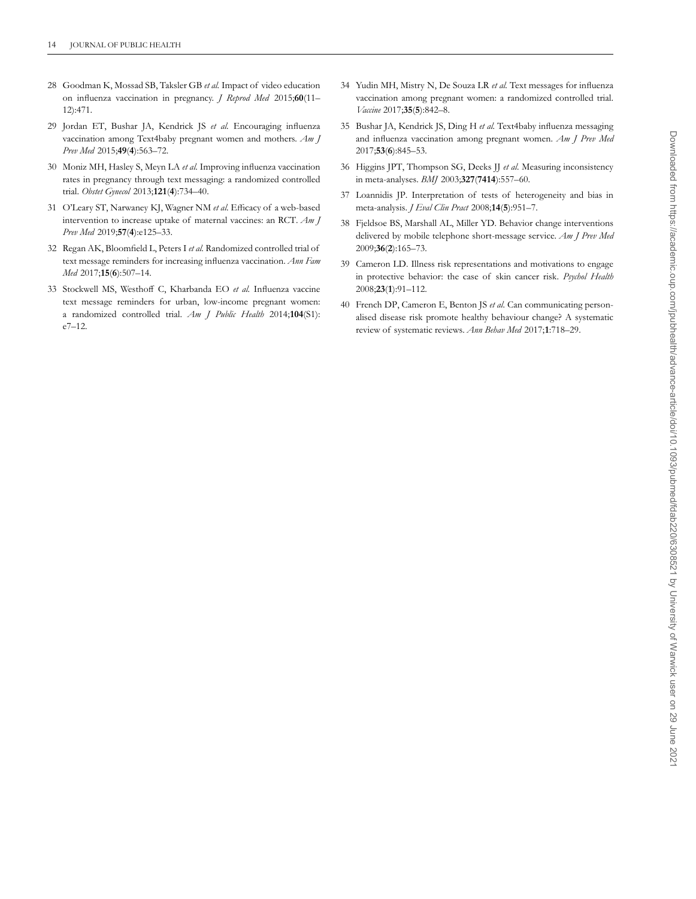28 Goodman K, Mossad SB, Taksler GB *et al.* Impact of video education on influenza vaccination in pregnancy. *J Reprod Med* 2015;**60**(11–12):471.

29 Jordan ET, Bushar JA, Kendrick JS *et al.* Encouraging influenza vaccination among Text4baby pregnant women and mothers. *Am J Prev Med* 2015;**49**(**4**):563–72.

30 Moniz MH, Hasley S, Meyn LA *et al.* Improving influenza vaccination rates in pregnancy through text messaging: a randomized controlled trial. *Obstet Gynecol* 2013;**121**(**4**):734–40.

31 O'Leary ST, Narwaney KJ, Wagner NM *et al.* Efficacy of a web-based intervention to increase uptake of maternal vaccines: an RCT. *Am J Prev Med* 2019;**57**(**4**):e125–33.

32 Regan AK, Bloomfield L, Peters I *et al.* Randomized controlled trial of text message reminders for increasing influenza vaccination. *Ann Fam Med* 2017;**15**(**6**):507–14.

33 Stockwell MS, Westhoff C, Kharbanda EO *et al.* Influenza vaccine text message reminders for urban, low-income pregnant women: a randomized controlled trial. *Am J Public Health* 2014;**104**(S1): e7–12.

34 Yudin MH, Mistry N, De Souza LR *et al.* Text messages for influenza vaccination among pregnant women: a randomized controlled trial. *Vaccine* 2017;**35**(**5**):842–8.

35 Bushar JA, Kendrick JS, Ding H *et al.* Text4baby influenza messaging and influenza vaccination among pregnant women. *Am J Prev Med* 2017;**53**(**6**):845–53.

36 Higgins JPT, Thompson SG, Deeks JJ *et al.* Measuring inconsistency in meta-analyses. *BMJ* 2003;**327**(**7414**):557–60.

37 Loannidis JP. Interpretation of tests of heterogeneity and bias in meta-analysis. *J Eval Clin Pract* 2008;**14**(**5**):951–7.

38 Fjeldsoe BS, Marshall AL, Miller YD. Behavior change interventions delivered by mobile telephone short-message service. *Am J Prev Med* 2009;**36**(**2**):165–73.

39 Cameron LD. Illness risk representations and motivations to engage in protective behavior: the case of skin cancer risk. *Psychol Health* 2008;**23**(**1**):91–112.

40 French DP, Cameron E, Benton JS *et al.* Can communicating personalised disease risk promote healthy behaviour change? A systematic review of systematic reviews. *Ann Behav Med* 2017;**1**:718–29.